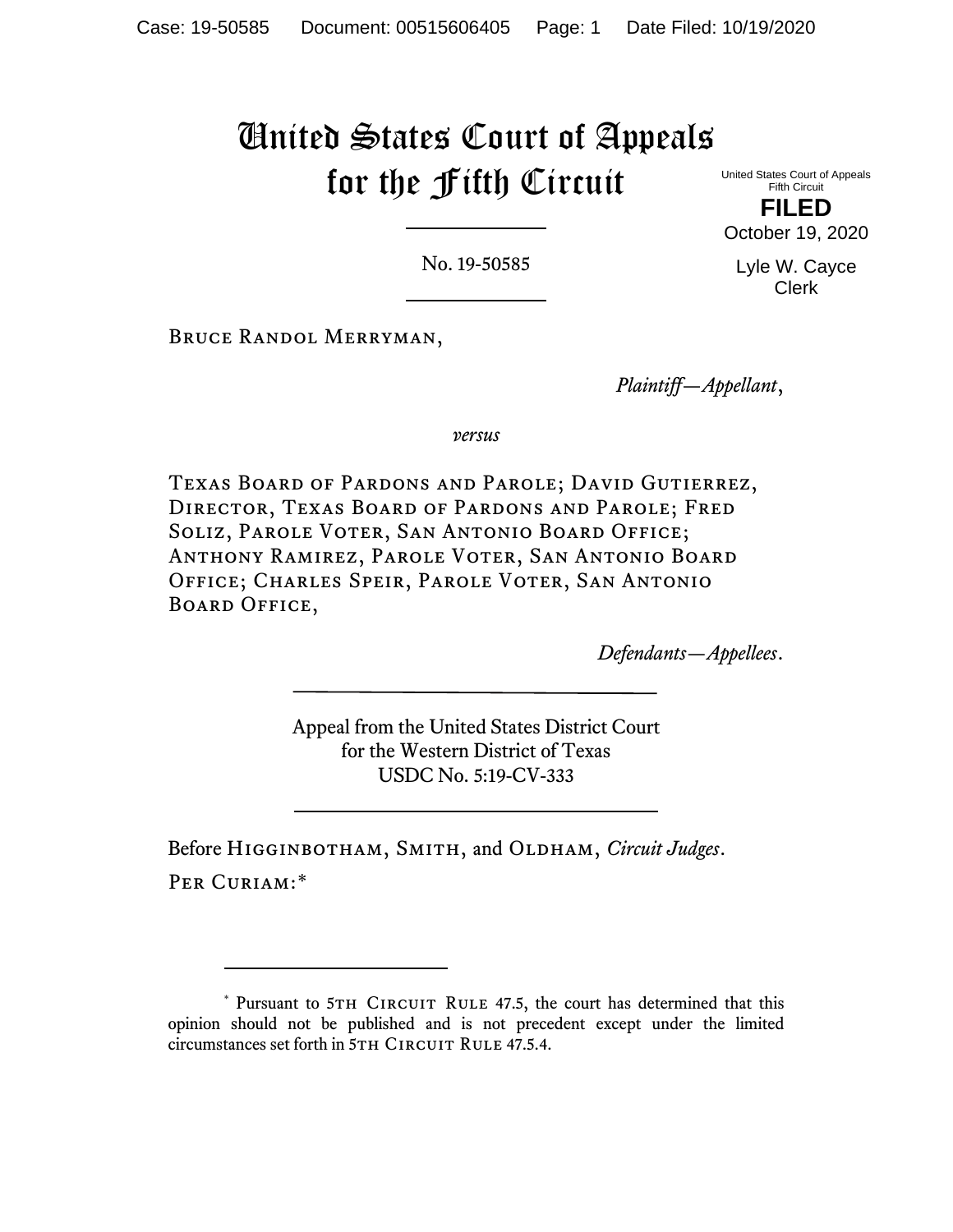# United States Court of Appeals for the Fifth Circuit

United States Court of Appeals
Fifth Circuit

**FILED**

October 19, 2020

Lyle W. Cayce
Clerk

---

No. 19-50585

---

Bruce Randol Merryman,

*Plaintiff—Appellant*,

*versus*

Texas Board of Pardons and Parole; David Gutierrez, Director, Texas Board of Pardons and Parole; Fred Soliz, Parole Voter, San Antonio Board Office; Anthony Ramirez, Parole Voter, San Antonio Board Office; Charles Speir, Parole Voter, San Antonio Board Office,

*Defendants—Appellees*.

---

Appeal from the United States District Court
for the Western District of Texas
USDC No. 5:19-CV-333

---

Before Higginbotham, Smith, and Oldham, *Circuit Judges*.

Per Curiam:*

---

\* Pursuant to 5th Circuit Rule 47.5, the court has determined that this opinion should not be published and is not precedent except under the limited circumstances set forth in 5th Circuit Rule 47.5.4.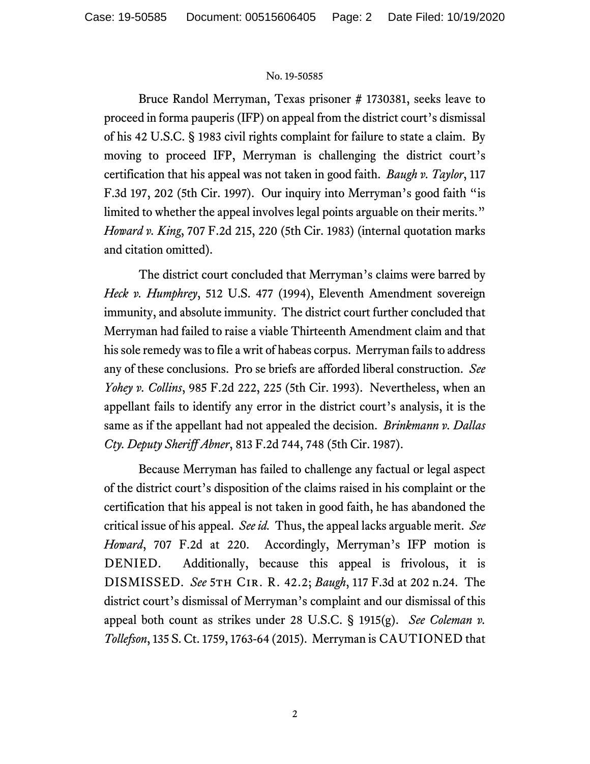No. 19-50585

Bruce Randol Merryman, Texas prisoner # 1730381, seeks leave to proceed in forma pauperis (IFP) on appeal from the district court's dismissal of his 42 U.S.C. § 1983 civil rights complaint for failure to state a claim. By moving to proceed IFP, Merryman is challenging the district court's certification that his appeal was not taken in good faith. *Baugh v. Taylor*, 117 F.3d 197, 202 (5th Cir. 1997). Our inquiry into Merryman's good faith "is limited to whether the appeal involves legal points arguable on their merits." *Howard v. King*, 707 F.2d 215, 220 (5th Cir. 1983) (internal quotation marks and citation omitted).

The district court concluded that Merryman's claims were barred by *Heck v. Humphrey*, 512 U.S. 477 (1994), Eleventh Amendment sovereign immunity, and absolute immunity. The district court further concluded that Merryman had failed to raise a viable Thirteenth Amendment claim and that his sole remedy was to file a writ of habeas corpus. Merryman fails to address any of these conclusions. Pro se briefs are afforded liberal construction. *See Yohey v. Collins*, 985 F.2d 222, 225 (5th Cir. 1993). Nevertheless, when an appellant fails to identify any error in the district court's analysis, it is the same as if the appellant had not appealed the decision. *Brinkmann v. Dallas Cty. Deputy Sheriff Abner*, 813 F.2d 744, 748 (5th Cir. 1987).

Because Merryman has failed to challenge any factual or legal aspect of the district court's disposition of the claims raised in his complaint or the certification that his appeal is not taken in good faith, he has abandoned the critical issue of his appeal. *See id.* Thus, the appeal lacks arguable merit. *See Howard*, 707 F.2d at 220. Accordingly, Merryman's IFP motion is DENIED. Additionally, because this appeal is frivolous, it is DISMISSED. *See* 5TH CIR. R. 42.2; *Baugh*, 117 F.3d at 202 n.24. The district court's dismissal of Merryman's complaint and our dismissal of this appeal both count as strikes under 28 U.S.C. § 1915(g). *See Coleman v. Tollefson*, 135 S. Ct. 1759, 1763-64 (2015). Merryman is CAUTIONED that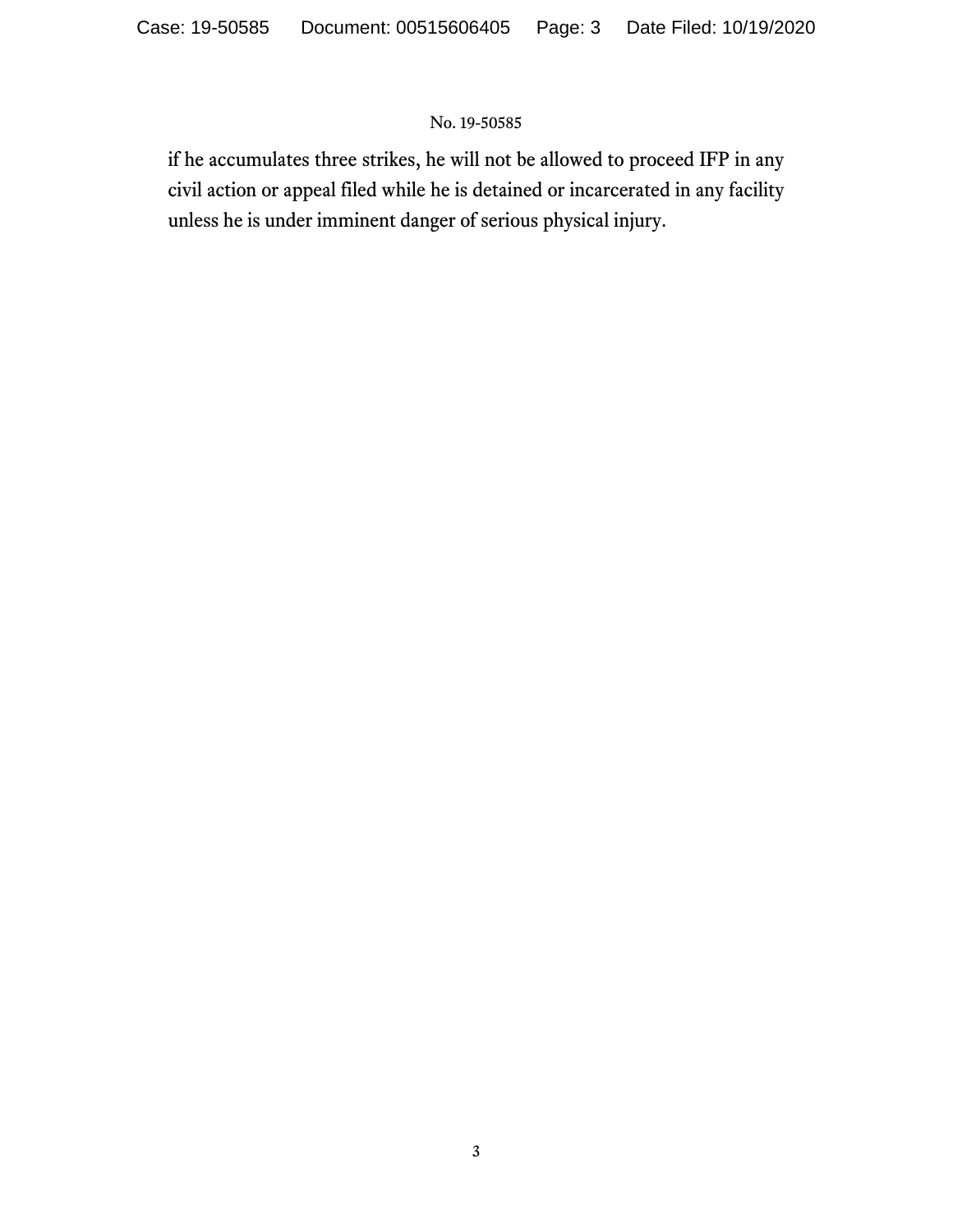if he accumulates three strikes, he will not be allowed to proceed IFP in any civil action or appeal filed while he is detained or incarcerated in any facility unless he is under imminent danger of serious physical injury.